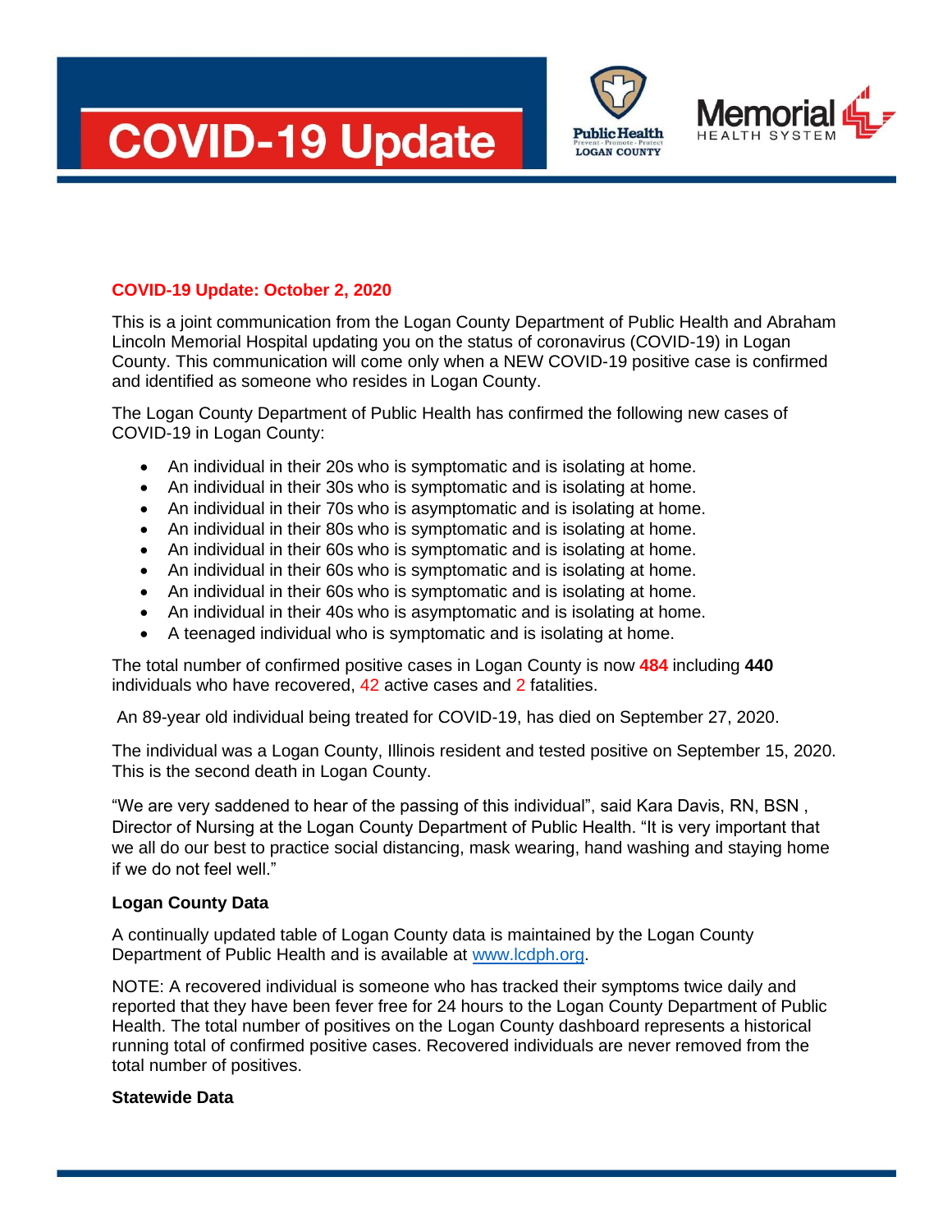# COVID-19 Update

Public Health LOGAN COUNTY Prevent · Promote · Protect

Memorial HEALTH SYSTEM

## COVID-19 Update: October 2, 2020

This is a joint communication from the Logan County Department of Public Health and Abraham Lincoln Memorial Hospital updating you on the status of coronavirus (COVID-19) in Logan County. This communication will come only when a NEW COVID-19 positive case is confirmed and identified as someone who resides in Logan County.

The Logan County Department of Public Health has confirmed the following new cases of COVID-19 in Logan County:

- An individual in their 20s who is symptomatic and is isolating at home.
- An individual in their 30s who is symptomatic and is isolating at home.
- An individual in their 70s who is asymptomatic and is isolating at home.
- An individual in their 80s who is symptomatic and is isolating at home.
- An individual in their 60s who is symptomatic and is isolating at home.
- An individual in their 60s who is symptomatic and is isolating at home.
- An individual in their 60s who is symptomatic and is isolating at home.
- An individual in their 40s who is asymptomatic and is isolating at home.
- A teenaged individual who is symptomatic and is isolating at home.

The total number of confirmed positive cases in Logan County is now **484** including **440** individuals who have recovered, 42 active cases and 2 fatalities.

An 89-year old individual being treated for COVID-19, has died on September 27, 2020.

The individual was a Logan County, Illinois resident and tested positive on September 15, 2020. This is the second death in Logan County.

"We are very saddened to hear of the passing of this individual", said Kara Davis, RN, BSN , Director of Nursing at the Logan County Department of Public Health. "It is very important that we all do our best to practice social distancing, mask wearing, hand washing and staying home if we do not feel well."

**Logan County Data**

A continually updated table of Logan County data is maintained by the Logan County Department of Public Health and is available at www.lcdph.org.

NOTE: A recovered individual is someone who has tracked their symptoms twice daily and reported that they have been fever free for 24 hours to the Logan County Department of Public Health. The total number of positives on the Logan County dashboard represents a historical running total of confirmed positive cases. Recovered individuals are never removed from the total number of positives.

**Statewide Data**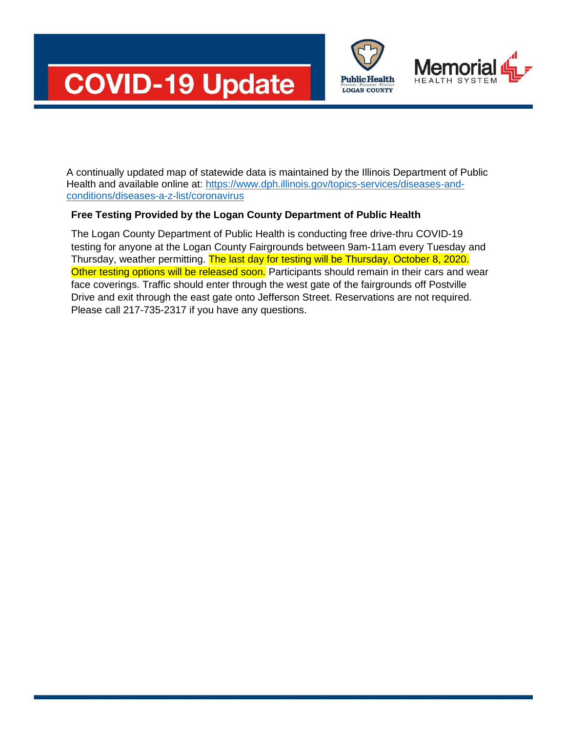# COVID-19 Update

A continually updated map of statewide data is maintained by the Illinois Department of Public Health and available online at: [https://www.dph.illinois.gov/topics-services/diseases-and-conditions/diseases-a-z-list/coronavirus](https://www.dph.illinois.gov/topics-services/diseases-and-conditions/diseases-a-z-list/coronavirus)

**Free Testing Provided by the Logan County Department of Public Health**

The Logan County Department of Public Health is conducting free drive-thru COVID-19 testing for anyone at the Logan County Fairgrounds between 9am-11am every Tuesday and Thursday, weather permitting. The last day for testing will be Thursday, October 8, 2020. Other testing options will be released soon. Participants should remain in their cars and wear face coverings. Traffic should enter through the west gate of the fairgrounds off Postville Drive and exit through the east gate onto Jefferson Street. Reservations are not required. Please call 217-735-2317 if you have any questions.